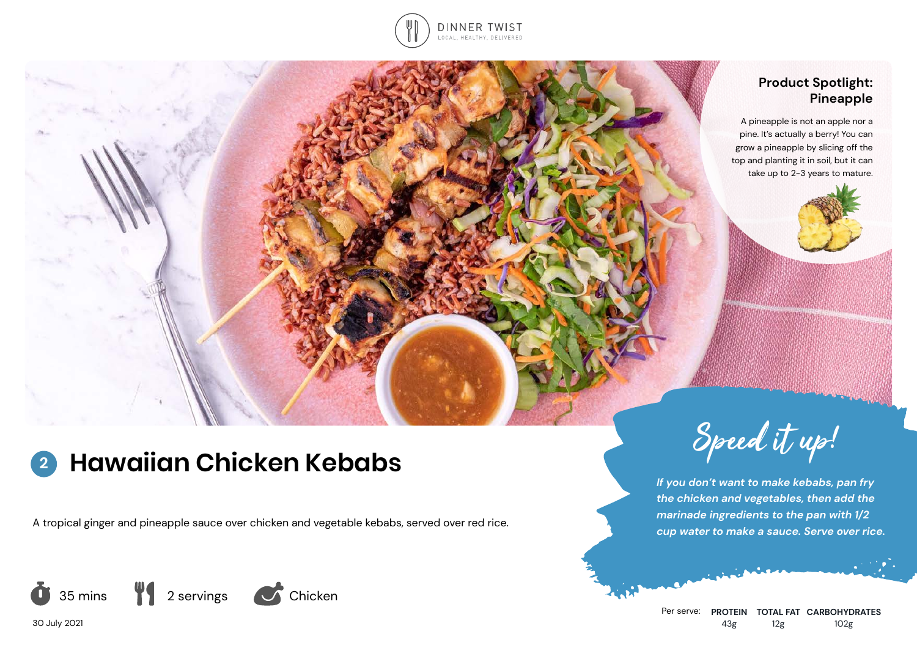DINNER TWIST

LOCAL, HEALTHY, DELIVERED

## Product Spotlight: Pineapple

A pineapple is not an apple nor a pine. It's actually a berry! You can grow a pineapple by slicing off the top and planting it in soil, but it can take up to 2-3 years to mature.

# 2 Hawaiian Chicken Kebabs

A tropical ginger and pineapple sauce over chicken and vegetable kebabs, served over red rice.

35 mins | 2 servings | Chicken

30 July 2021

## Speed it up!

*If you don't want to make kebabs, pan fry the chicken and vegetables, then add the marinade ingredients to the pan with 1/2 cup water to make a sauce. Serve over rice.*

| Per serve: | PROTEIN | TOTAL FAT | CARBOHYDRATES |
| --- | --- | --- | --- |
| | 43g | 12g | 102g |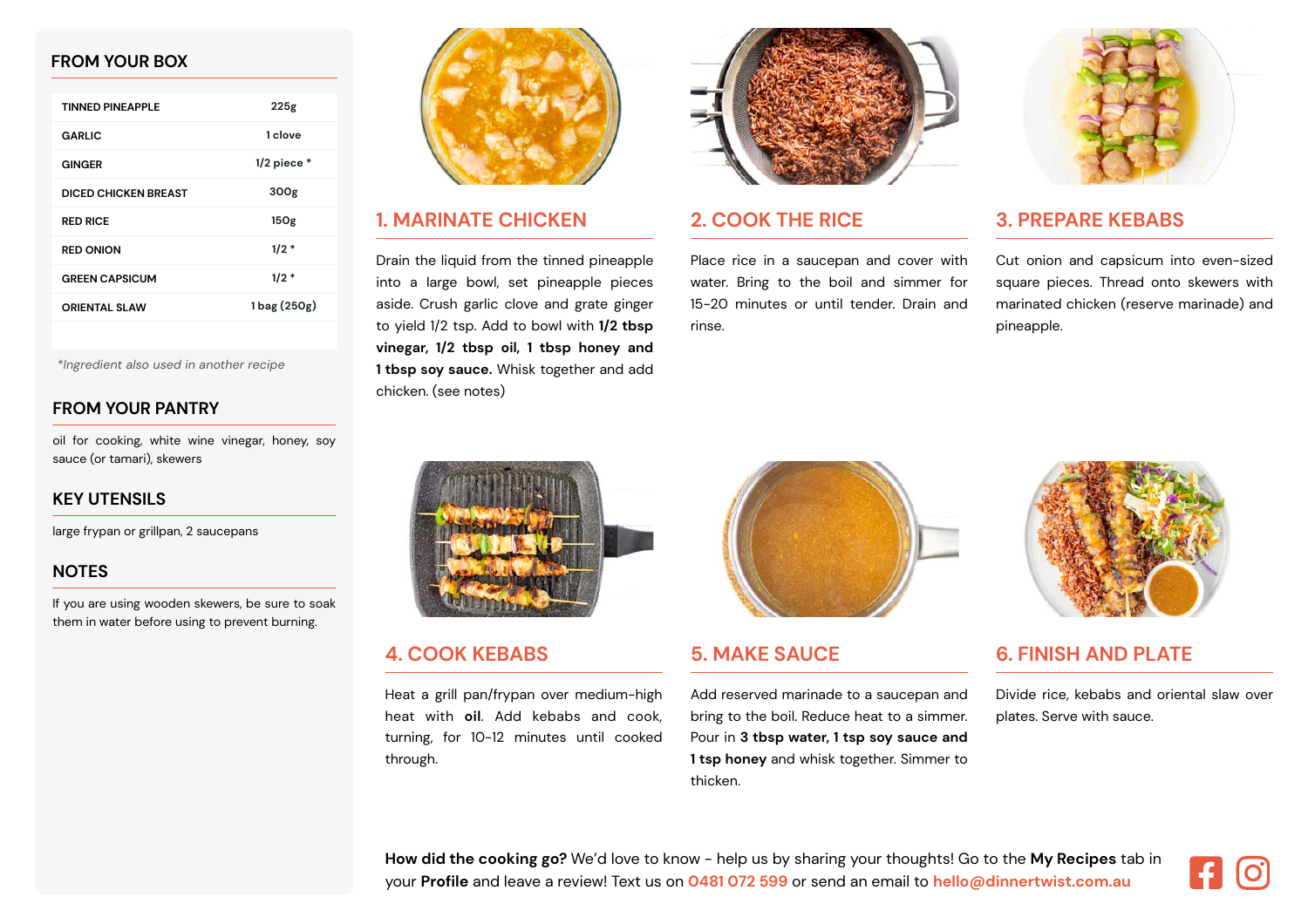## FROM YOUR BOX

| | |
|---|---|
| TINNED PINEAPPLE | 225g |
| GARLIC | 1 clove |
| GINGER | 1/2 piece * |
| DICED CHICKEN BREAST | 300g |
| RED RICE | 150g |
| RED ONION | 1/2 * |
| GREEN CAPSICUM | 1/2 * |
| ORIENTAL SLAW | 1 bag (250g) |

*\*Ingredient also used in another recipe*

## FROM YOUR PANTRY

oil for cooking, white wine vinegar, honey, soy sauce (or tamari), skewers

## KEY UTENSILS

large frypan or grillpan, 2 saucepans

## NOTES

If you are using wooden skewers, be sure to soak them in water before using to prevent burning.

## 1. MARINATE CHICKEN

Drain the liquid from the tinned pineapple into a large bowl, set pineapple pieces aside. Crush garlic clove and grate ginger to yield 1/2 tsp. Add to bowl with **1/2 tbsp vinegar, 1/2 tbsp oil, 1 tbsp honey and 1 tbsp soy sauce.** Whisk together and add chicken. (see notes)

## 2. COOK THE RICE

Place rice in a saucepan and cover with water. Bring to the boil and simmer for 15-20 minutes or until tender. Drain and rinse.

## 3. PREPARE KEBABS

Cut onion and capsicum into even-sized square pieces. Thread onto skewers with marinated chicken (reserve marinade) and pineapple.

## 4. COOK KEBABS

Heat a grill pan/frypan over medium-high heat with **oil**. Add kebabs and cook, turning, for 10-12 minutes until cooked through.

## 5. MAKE SAUCE

Add reserved marinade to a saucepan and bring to the boil. Reduce heat to a simmer. Pour in **3 tbsp water, 1 tsp soy sauce and 1 tsp honey** and whisk together. Simmer to thicken.

## 6. FINISH AND PLATE

Divide rice, kebabs and oriental slaw over plates. Serve with sauce.

**How did the cooking go?** We'd love to know - help us by sharing your thoughts! Go to the **My Recipes** tab in your **Profile** and leave a review! Text us on 0481 072 599 or send an email to hello@dinnertwist.com.au